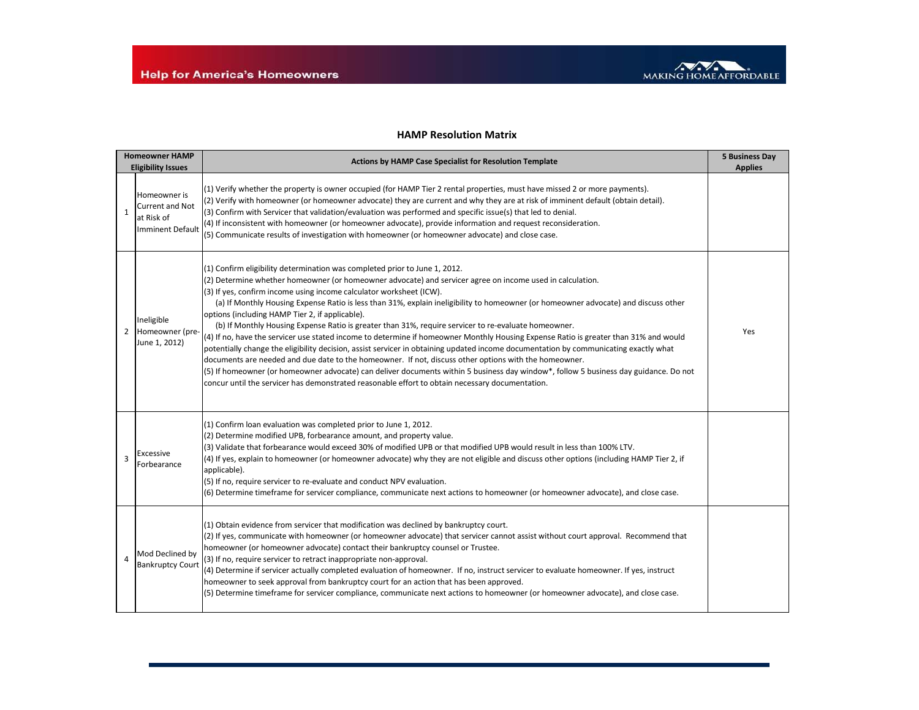## HAMP Resolution Matrix

| Homeowner HAMP Eligibility Issues | | Actions by HAMP Case Specialist for Resolution Template | 5 Business Day Applies |
|---|---|---|---|
| 1 | Homeowner is Current and Not at Risk of Imminent Default | (1) Verify whether the property is owner occupied (for HAMP Tier 2 rental properties, must have missed 2 or more payments).<br>(2) Verify with homeowner (or homeowner advocate) they are current and why they are at risk of imminent default (obtain detail).<br>(3) Confirm with Servicer that validation/evaluation was performed and specific issue(s) that led to denial.<br>(4) If inconsistent with homeowner (or homeowner advocate), provide information and request reconsideration.<br>(5) Communicate results of investigation with homeowner (or homeowner advocate) and close case. | |
| 2 | Ineligible Homeowner (pre-June 1, 2012) | (1) Confirm eligibility determination was completed prior to June 1, 2012.<br>(2) Determine whether homeowner (or homeowner advocate) and servicer agree on income used in calculation.<br>(3) If yes, confirm income using income calculator worksheet (ICW).<br>(a) If Monthly Housing Expense Ratio is less than 31%, explain ineligibility to homeowner (or homeowner advocate) and discuss other options (including HAMP Tier 2, if applicable).<br>(b) If Monthly Housing Expense Ratio is greater than 31%, require servicer to re-evaluate homeowner.<br>(4) If no, have the servicer use stated income to determine if homeowner Monthly Housing Expense Ratio is greater than 31% and would potentially change the eligibility decision, assist servicer in obtaining updated income documentation by communicating exactly what documents are needed and due date to the homeowner. If not, discuss other options with the homeowner.<br>(5) If homeowner (or homeowner advocate) can deliver documents within 5 business day window*, follow 5 business day guidance. Do not concur until the servicer has demonstrated reasonable effort to obtain necessary documentation. | Yes |
| 3 | Excessive Forbearance | (1) Confirm loan evaluation was completed prior to June 1, 2012.<br>(2) Determine modified UPB, forbearance amount, and property value.<br>(3) Validate that forbearance would exceed 30% of modified UPB or that modified UPB would result in less than 100% LTV.<br>(4) If yes, explain to homeowner (or homeowner advocate) why they are not eligible and discuss other options (including HAMP Tier 2, if applicable).<br>(5) If no, require servicer to re-evaluate and conduct NPV evaluation.<br>(6) Determine timeframe for servicer compliance, communicate next actions to homeowner (or homeowner advocate), and close case. | |
| 4 | Mod Declined by Bankruptcy Court | (1) Obtain evidence from servicer that modification was declined by bankruptcy court.<br>(2) If yes, communicate with homeowner (or homeowner advocate) that servicer cannot assist without court approval. Recommend that homeowner (or homeowner advocate) contact their bankruptcy counsel or Trustee.<br>(3) If no, require servicer to retract inappropriate non-approval.<br>(4) Determine if servicer actually completed evaluation of homeowner. If no, instruct servicer to evaluate homeowner. If yes, instruct homeowner to seek approval from bankruptcy court for an action that has been approved.<br>(5) Determine timeframe for servicer compliance, communicate next actions to homeowner (or homeowner advocate), and close case. | |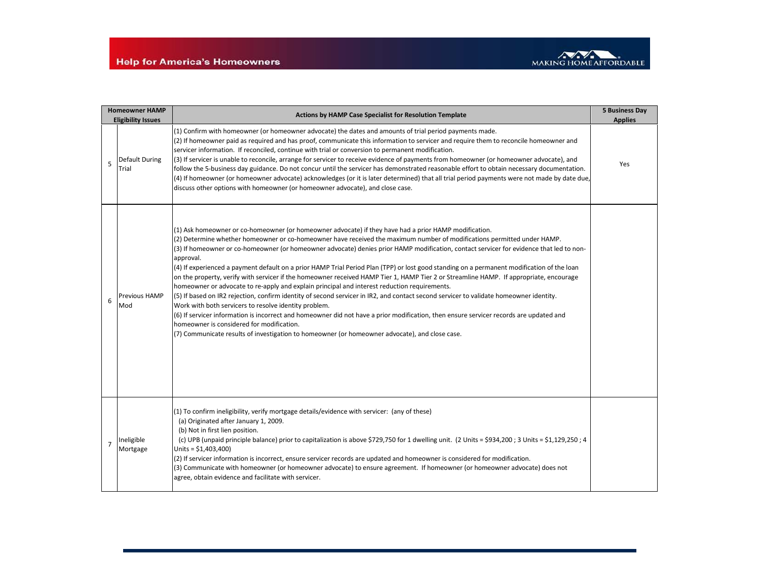| | Homeowner HAMP Eligibility Issues | Actions by HAMP Case Specialist for Resolution Template | 5 Business Day Applies |
|---|---|---|---|
| 5 | Default During Trial | (1) Confirm with homeowner (or homeowner advocate) the dates and amounts of trial period payments made.<br>(2) If homeowner paid as required and has proof, communicate this information to servicer and require them to reconcile homeowner and servicer information. If reconciled, continue with trial or conversion to permanent modification.<br>(3) If servicer is unable to reconcile, arrange for servicer to receive evidence of payments from homeowner (or homeowner advocate), and follow the 5-business day guidance. Do not concur until the servicer has demonstrated reasonable effort to obtain necessary documentation.<br>(4) If homeowner (or homeowner advocate) acknowledges (or it is later determined) that all trial period payments were not made by date due, discuss other options with homeowner (or homeowner advocate), and close case. | Yes |
| 6 | Previous HAMP Mod | (1) Ask homeowner or co-homeowner (or homeowner advocate) if they have had a prior HAMP modification.<br>(2) Determine whether homeowner or co-homeowner have received the maximum number of modifications permitted under HAMP.<br>(3) If homeowner or co-homeowner (or homeowner advocate) denies prior HAMP modification, contact servicer for evidence that led to non-approval.<br>(4) If experienced a payment default on a prior HAMP Trial Period Plan (TPP) or lost good standing on a permanent modification of the loan on the property, verify with servicer if the homeowner received HAMP Tier 1, HAMP Tier 2 or Streamline HAMP. If appropriate, encourage homeowner or advocate to re-apply and explain principal and interest reduction requirements.<br>(5) If based on IR2 rejection, confirm identity of second servicer in IR2, and contact second servicer to validate homeowner identity. Work with both servicers to resolve identity problem.<br>(6) If servicer information is incorrect and homeowner did not have a prior modification, then ensure servicer records are updated and homeowner is considered for modification.<br>(7) Communicate results of investigation to homeowner (or homeowner advocate), and close case. | |
| 7 | Ineligible Mortgage | (1) To confirm ineligibility, verify mortgage details/evidence with servicer: (any of these)<br>(a) Originated after January 1, 2009.<br>(b) Not in first lien position.<br>(c) UPB (unpaid principle balance) prior to capitalization is above $729,750 for 1 dwelling unit. (2 Units = $934,200 ; 3 Units = $1,129,250 ; 4 Units = $1,403,400)<br>(2) If servicer information is incorrect, ensure servicer records are updated and homeowner is considered for modification.<br>(3) Communicate with homeowner (or homeowner advocate) to ensure agreement. If homeowner (or homeowner advocate) does not agree, obtain evidence and facilitate with servicer. | |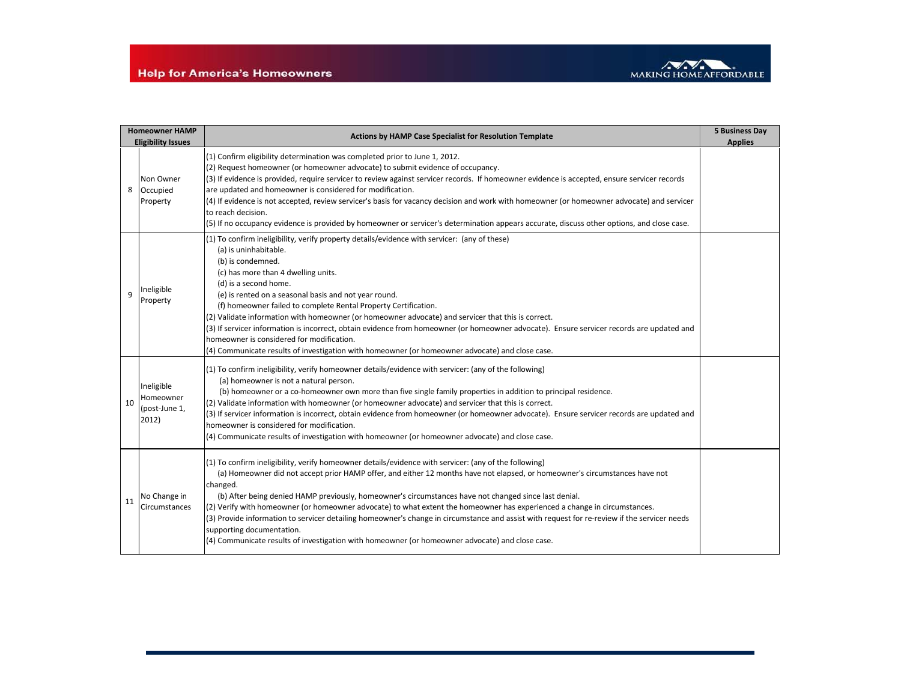| Homeowner HAMP Eligibility Issues | | Actions by HAMP Case Specialist for Resolution Template | 5 Business Day Applies |
|---|---|---|---|
| 8 | Non Owner Occupied Property | (1) Confirm eligibility determination was completed prior to June 1, 2012.<br>(2) Request homeowner (or homeowner advocate) to submit evidence of occupancy.<br>(3) If evidence is provided, require servicer to review against servicer records. If homeowner evidence is accepted, ensure servicer records are updated and homeowner is considered for modification.<br>(4) If evidence is not accepted, review servicer's basis for vacancy decision and work with homeowner (or homeowner advocate) and servicer to reach decision.<br>(5) If no occupancy evidence is provided by homeowner or servicer's determination appears accurate, discuss other options, and close case. | |
| 9 | Ineligible Property | (1) To confirm ineligibility, verify property details/evidence with servicer: (any of these)<br>(a) is uninhabitable.<br>(b) is condemned.<br>(c) has more than 4 dwelling units.<br>(d) is a second home.<br>(e) is rented on a seasonal basis and not year round.<br>(f) homeowner failed to complete Rental Property Certification.<br>(2) Validate information with homeowner (or homeowner advocate) and servicer that this is correct.<br>(3) If servicer information is incorrect, obtain evidence from homeowner (or homeowner advocate). Ensure servicer records are updated and homeowner is considered for modification.<br>(4) Communicate results of investigation with homeowner (or homeowner advocate) and close case. | |
| 10 | Ineligible Homeowner (post-June 1, 2012) | (1) To confirm ineligibility, verify homeowner details/evidence with servicer: (any of the following)<br>(a) homeowner is not a natural person.<br>(b) homeowner or a co-homeowner own more than five single family properties in addition to principal residence.<br>(2) Validate information with homeowner (or homeowner advocate) and servicer that this is correct.<br>(3) If servicer information is incorrect, obtain evidence from homeowner (or homeowner advocate). Ensure servicer records are updated and homeowner is considered for modification.<br>(4) Communicate results of investigation with homeowner (or homeowner advocate) and close case. | |
| 11 | No Change in Circumstances | (1) To confirm ineligibility, verify homeowner details/evidence with servicer: (any of the following)<br>(a) Homeowner did not accept prior HAMP offer, and either 12 months have not elapsed, or homeowner's circumstances have not changed.<br>(b) After being denied HAMP previously, homeowner's circumstances have not changed since last denial.<br>(2) Verify with homeowner (or homeowner advocate) to what extent the homeowner has experienced a change in circumstances.<br>(3) Provide information to servicer detailing homeowner's change in circumstance and assist with request for re-review if the servicer needs supporting documentation.<br>(4) Communicate results of investigation with homeowner (or homeowner advocate) and close case. | |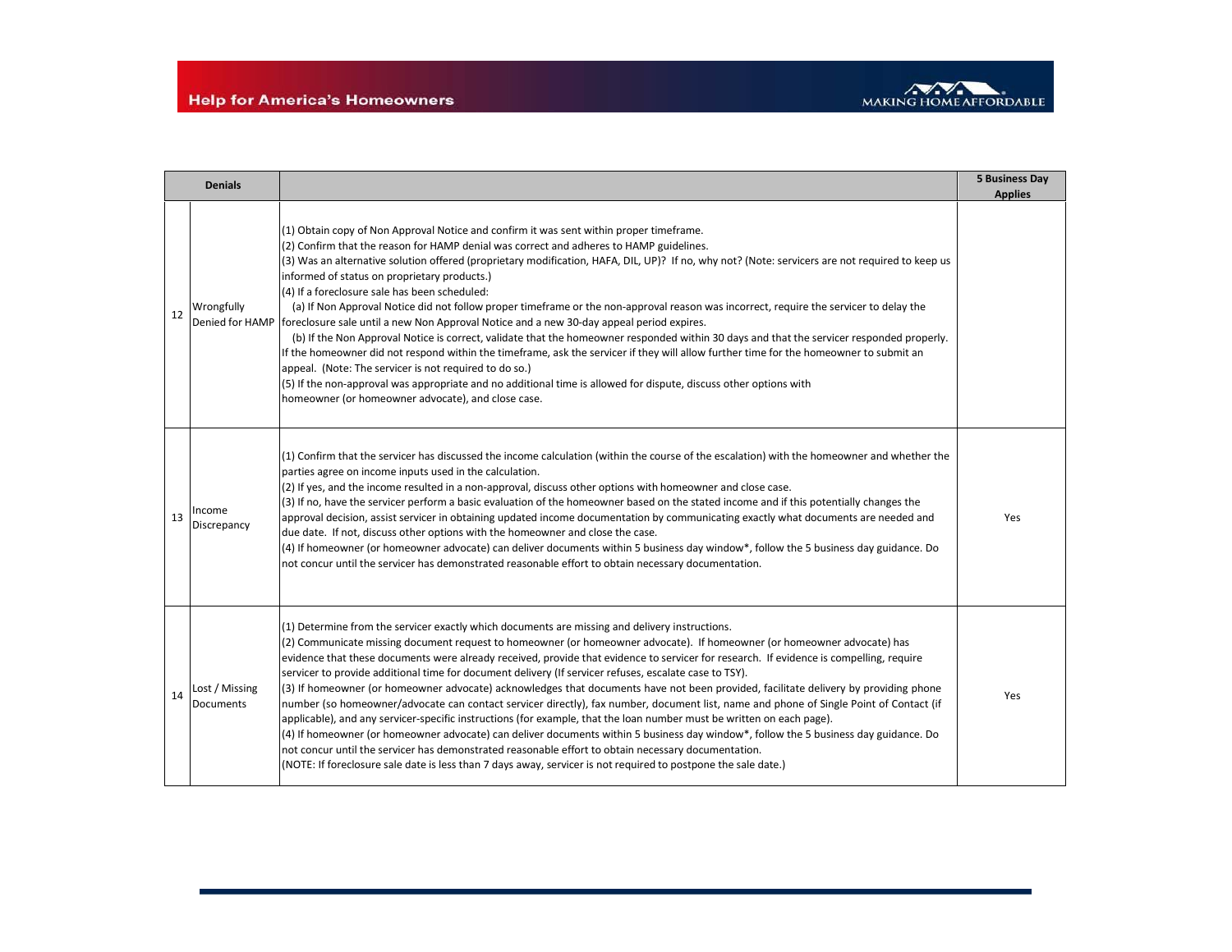| | Denials | | 5 Business Day Applies |
|---|---|---|---|
| 12 | Wrongfully Denied for HAMP | (1) Obtain copy of Non Approval Notice and confirm it was sent within proper timeframe.<br>(2) Confirm that the reason for HAMP denial was correct and adheres to HAMP guidelines.<br>(3) Was an alternative solution offered (proprietary modification, HAFA, DIL, UP)? If no, why not? (Note: servicers are not required to keep us informed of status on proprietary products.)<br>(4) If a foreclosure sale has been scheduled:<br>(a) If Non Approval Notice did not follow proper timeframe or the non-approval reason was incorrect, require the servicer to delay the foreclosure sale until a new Non Approval Notice and a new 30-day appeal period expires.<br>(b) If the Non Approval Notice is correct, validate that the homeowner responded within 30 days and that the servicer responded properly. If the homeowner did not respond within the timeframe, ask the servicer if they will allow further time for the homeowner to submit an appeal. (Note: The servicer is not required to do so.)<br>(5) If the non-approval was appropriate and no additional time is allowed for dispute, discuss other options with homeowner (or homeowner advocate), and close case. | |
| 13 | Income Discrepancy | (1) Confirm that the servicer has discussed the income calculation (within the course of the escalation) with the homeowner and whether the parties agree on income inputs used in the calculation.<br>(2) If yes, and the income resulted in a non-approval, discuss other options with homeowner and close case.<br>(3) If no, have the servicer perform a basic evaluation of the homeowner based on the stated income and if this potentially changes the approval decision, assist servicer in obtaining updated income documentation by communicating exactly what documents are needed and due date. If not, discuss other options with the homeowner and close the case.<br>(4) If homeowner (or homeowner advocate) can deliver documents within 5 business day window*, follow the 5 business day guidance. Do not concur until the servicer has demonstrated reasonable effort to obtain necessary documentation. | Yes |
| 14 | Lost / Missing Documents | (1) Determine from the servicer exactly which documents are missing and delivery instructions.<br>(2) Communicate missing document request to homeowner (or homeowner advocate). If homeowner (or homeowner advocate) has evidence that these documents were already received, provide that evidence to servicer for research. If evidence is compelling, require servicer to provide additional time for document delivery (If servicer refuses, escalate case to TSY).<br>(3) If homeowner (or homeowner advocate) acknowledges that documents have not been provided, facilitate delivery by providing phone number (so homeowner/advocate can contact servicer directly), fax number, document list, name and phone of Single Point of Contact (if applicable), and any servicer-specific instructions (for example, that the loan number must be written on each page).<br>(4) If homeowner (or homeowner advocate) can deliver documents within 5 business day window*, follow the 5 business day guidance. Do not concur until the servicer has demonstrated reasonable effort to obtain necessary documentation.<br>(NOTE: If foreclosure sale date is less than 7 days away, servicer is not required to postpone the sale date.) | Yes |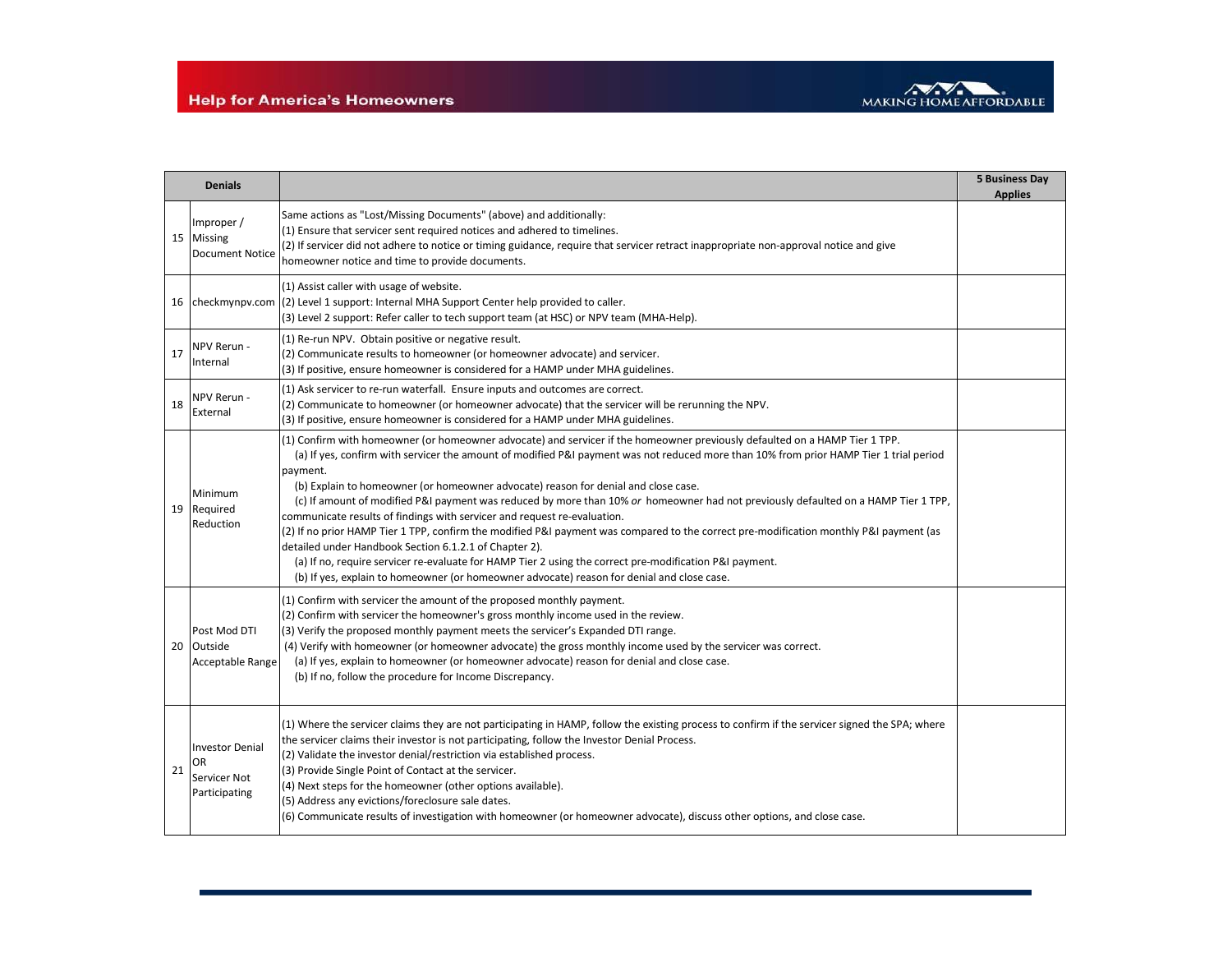| | Denials | | 5 Business Day Applies |
|---|---|---|---|
| 15 | Improper / Missing Document Notice | Same actions as "Lost/Missing Documents" (above) and additionally:<br>(1) Ensure that servicer sent required notices and adhered to timelines.<br>(2) If servicer did not adhere to notice or timing guidance, require that servicer retract inappropriate non-approval notice and give homeowner notice and time to provide documents. | |
| 16 | checkmynpv.com | (1) Assist caller with usage of website.<br>(2) Level 1 support: Internal MHA Support Center help provided to caller.<br>(3) Level 2 support: Refer caller to tech support team (at HSC) or NPV team (MHA-Help). | |
| 17 | NPV Rerun - Internal | (1) Re-run NPV. Obtain positive or negative result.<br>(2) Communicate results to homeowner (or homeowner advocate) and servicer.<br>(3) If positive, ensure homeowner is considered for a HAMP under MHA guidelines. | |
| 18 | NPV Rerun - External | (1) Ask servicer to re-run waterfall. Ensure inputs and outcomes are correct.<br>(2) Communicate to homeowner (or homeowner advocate) that the servicer will be rerunning the NPV.<br>(3) If positive, ensure homeowner is considered for a HAMP under MHA guidelines. | |
| 19 | Minimum Required Reduction | (1) Confirm with homeowner (or homeowner advocate) and servicer if the homeowner previously defaulted on a HAMP Tier 1 TPP.<br>(a) If yes, confirm with servicer the amount of modified P&I payment was not reduced more than 10% from prior HAMP Tier 1 trial period payment.<br>(b) Explain to homeowner (or homeowner advocate) reason for denial and close case.<br>(c) If amount of modified P&I payment was reduced by more than 10% *or* homeowner had not previously defaulted on a HAMP Tier 1 TPP, communicate results of findings with servicer and request re-evaluation.<br>(2) If no prior HAMP Tier 1 TPP, confirm the modified P&I payment was compared to the correct pre-modification monthly P&I payment (as detailed under Handbook Section 6.1.2.1 of Chapter 2).<br>(a) If no, require servicer re-evaluate for HAMP Tier 2 using the correct pre-modification P&I payment.<br>(b) If yes, explain to homeowner (or homeowner advocate) reason for denial and close case. | |
| 20 | Post Mod DTI Outside Acceptable Range | (1) Confirm with servicer the amount of the proposed monthly payment.<br>(2) Confirm with servicer the homeowner's gross monthly income used in the review.<br>(3) Verify the proposed monthly payment meets the servicer's Expanded DTI range.<br>(4) Verify with homeowner (or homeowner advocate) the gross monthly income used by the servicer was correct.<br>(a) If yes, explain to homeowner (or homeowner advocate) reason for denial and close case.<br>(b) If no, follow the procedure for Income Discrepancy. | |
| 21 | Investor Denial OR Servicer Not Participating | (1) Where the servicer claims they are not participating in HAMP, follow the existing process to confirm if the servicer signed the SPA; where the servicer claims their investor is not participating, follow the Investor Denial Process.<br>(2) Validate the investor denial/restriction via established process.<br>(3) Provide Single Point of Contact at the servicer.<br>(4) Next steps for the homeowner (other options available).<br>(5) Address any evictions/foreclosure sale dates.<br>(6) Communicate results of investigation with homeowner (or homeowner advocate), discuss other options, and close case. | |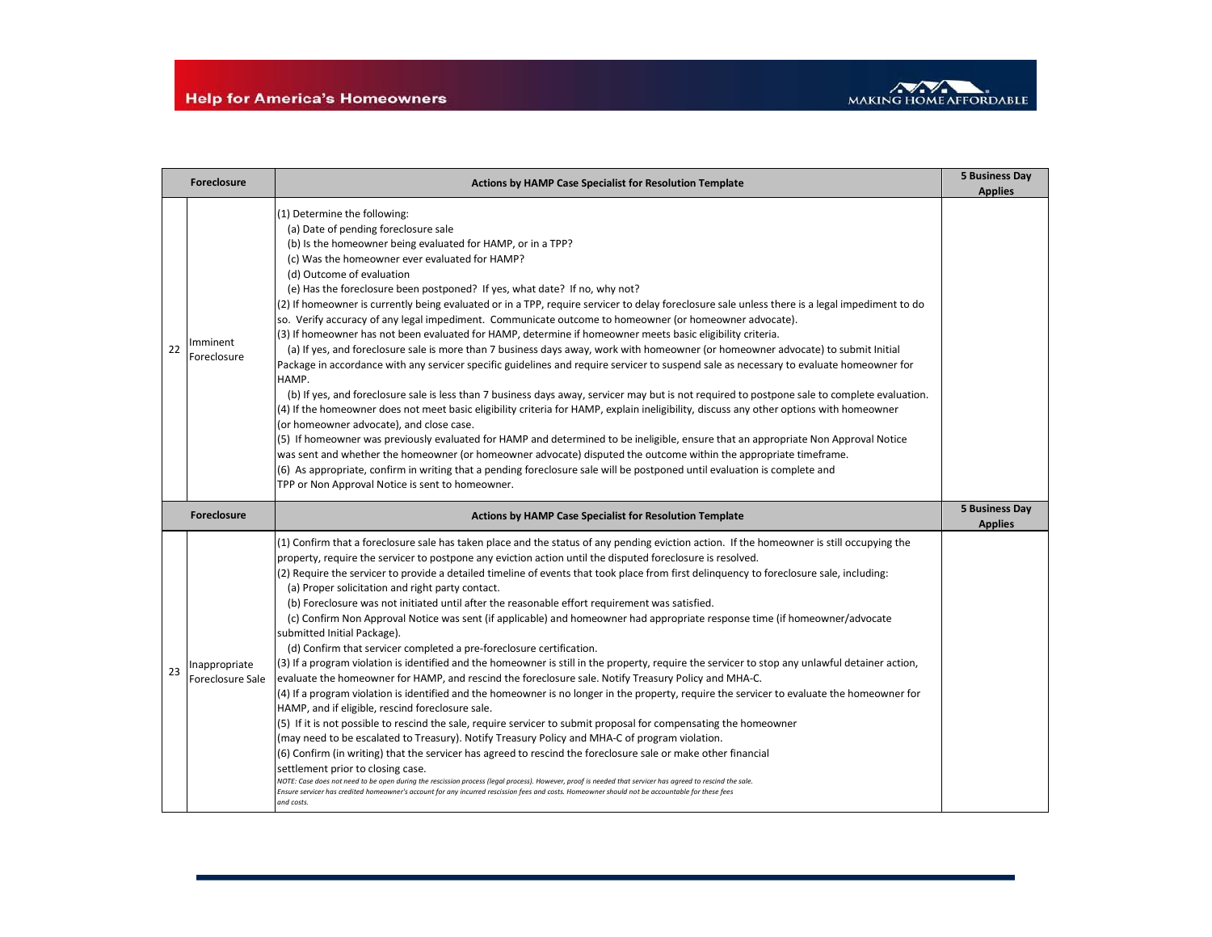| Foreclosure | | Actions by HAMP Case Specialist for Resolution Template | 5 Business Day Applies |
|---|---|---|---|
| 22 | Imminent Foreclosure | (1) Determine the following:<br>(a) Date of pending foreclosure sale<br>(b) Is the homeowner being evaluated for HAMP, or in a TPP?<br>(c) Was the homeowner ever evaluated for HAMP?<br>(d) Outcome of evaluation<br>(e) Has the foreclosure been postponed? If yes, what date? If no, why not?<br>(2) If homeowner is currently being evaluated or in a TPP, require servicer to delay foreclosure sale unless there is a legal impediment to do so. Verify accuracy of any legal impediment. Communicate outcome to homeowner (or homeowner advocate).<br>(3) If homeowner has not been evaluated for HAMP, determine if homeowner meets basic eligibility criteria.<br>(a) If yes, and foreclosure sale is more than 7 business days away, work with homeowner (or homeowner advocate) to submit Initial Package in accordance with any servicer specific guidelines and require servicer to suspend sale as necessary to evaluate homeowner for HAMP.<br>(b) If yes, and foreclosure sale is less than 7 business days away, servicer may but is not required to postpone sale to complete evaluation.<br>(4) If the homeowner does not meet basic eligibility criteria for HAMP, explain ineligibility, discuss any other options with homeowner (or homeowner advocate), and close case.<br>(5) If homeowner was previously evaluated for HAMP and determined to be ineligible, ensure that an appropriate Non Approval Notice was sent and whether the homeowner (or homeowner advocate) disputed the outcome within the appropriate timeframe.<br>(6) As appropriate, confirm in writing that a pending foreclosure sale will be postponed until evaluation is complete and TPP or Non Approval Notice is sent to homeowner. | |
| **Foreclosure** | | **Actions by HAMP Case Specialist for Resolution Template** | **5 Business Day Applies** |
| 23 | Inappropriate Foreclosure Sale | (1) Confirm that a foreclosure sale has taken place and the status of any pending eviction action. If the homeowner is still occupying the property, require the servicer to postpone any eviction action until the disputed foreclosure is resolved.<br>(2) Require the servicer to provide a detailed timeline of events that took place from first delinquency to foreclosure sale, including:<br>(a) Proper solicitation and right party contact.<br>(b) Foreclosure was not initiated until after the reasonable effort requirement was satisfied.<br>(c) Confirm Non Approval Notice was sent (if applicable) and homeowner had appropriate response time (if homeowner/advocate submitted Initial Package).<br>(d) Confirm that servicer completed a pre-foreclosure certification.<br>(3) If a program violation is identified and the homeowner is still in the property, require the servicer to stop any unlawful detainer action, evaluate the homeowner for HAMP, and rescind the foreclosure sale. Notify Treasury Policy and MHA-C.<br>(4) If a program violation is identified and the homeowner is no longer in the property, require the servicer to evaluate the homeowner for HAMP, and if eligible, rescind foreclosure sale.<br>(5) If it is not possible to rescind the sale, require servicer to submit proposal for compensating the homeowner (may need to be escalated to Treasury). Notify Treasury Policy and MHA-C of program violation.<br>(6) Confirm (in writing) that the servicer has agreed to rescind the foreclosure sale or make other financial settlement prior to closing case.<br>*NOTE: Case does not need to be open during the rescission process (legal process). However, proof is needed that servicer has agreed to rescind the sale. Ensure servicer has credited homeowner's account for any incurred rescission fees and costs. Homeowner should not be accountable for these fees and costs.* | |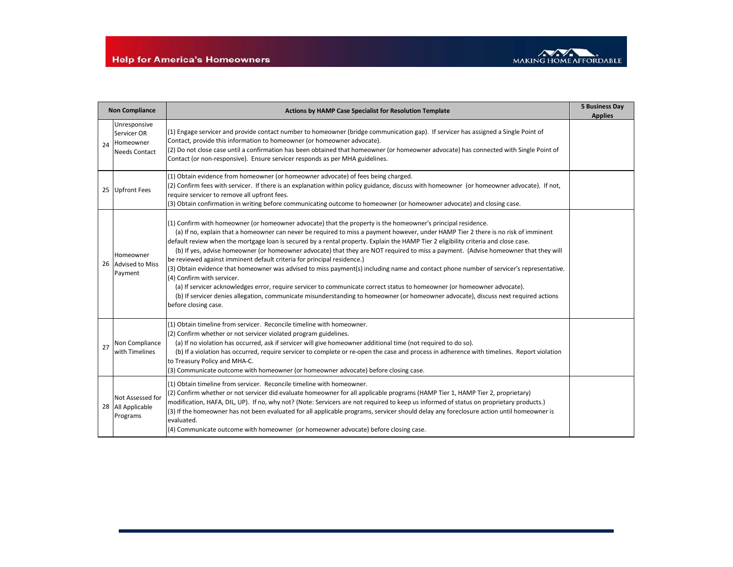| Non Compliance | | Actions by HAMP Case Specialist for Resolution Template | 5 Business Day Applies |
|---|---|---|---|
| 24 | Unresponsive Servicer OR Homeowner Needs Contact | (1) Engage servicer and provide contact number to homeowner (bridge communication gap). If servicer has assigned a Single Point of Contact, provide this information to homeowner (or homeowner advocate).<br>(2) Do not close case until a confirmation has been obtained that homeowner (or homeowner advocate) has connected with Single Point of Contact (or non-responsive). Ensure servicer responds as per MHA guidelines. | |
| 25 | Upfront Fees | (1) Obtain evidence from homeowner (or homeowner advocate) of fees being charged.<br>(2) Confirm fees with servicer. If there is an explanation within policy guidance, discuss with homeowner (or homeowner advocate). If not, require servicer to remove all upfront fees.<br>(3) Obtain confirmation in writing before communicating outcome to homeowner (or homeowner advocate) and closing case. | |
| 26 | Homeowner Advised to Miss Payment | (1) Confirm with homeowner (or homeowner advocate) that the property is the homeowner's principal residence.<br>(a) If no, explain that a homeowner can never be required to miss a payment however, under HAMP Tier 2 there is no risk of imminent default review when the mortgage loan is secured by a rental property. Explain the HAMP Tier 2 eligibility criteria and close case.<br>(b) If yes, advise homeowner (or homeowner advocate) that they are NOT required to miss a payment. (Advise homeowner that they will be reviewed against imminent default criteria for principal residence.)<br>(3) Obtain evidence that homeowner was advised to miss payment(s) including name and contact phone number of servicer's representative.<br>(4) Confirm with servicer.<br>(a) If servicer acknowledges error, require servicer to communicate correct status to homeowner (or homeowner advocate).<br>(b) If servicer denies allegation, communicate misunderstanding to homeowner (or homeowner advocate), discuss next required actions before closing case. | |
| 27 | Non Compliance with Timelines | (1) Obtain timeline from servicer. Reconcile timeline with homeowner.<br>(2) Confirm whether or not servicer violated program guidelines.<br>(a) If no violation has occurred, ask if servicer will give homeowner additional time (not required to do so).<br>(b) If a violation has occurred, require servicer to complete or re-open the case and process in adherence with timelines. Report violation to Treasury Policy and MHA-C.<br>(3) Communicate outcome with homeowner (or homeowner advocate) before closing case. | |
| 28 | Not Assessed for All Applicable Programs | (1) Obtain timeline from servicer. Reconcile timeline with homeowner.<br>(2) Confirm whether or not servicer did evaluate homeowner for all applicable programs (HAMP Tier 1, HAMP Tier 2, proprietary) modification, HAFA, DIL, UP). If no, why not? (Note: Servicers are not required to keep us informed of status on proprietary products.)<br>(3) If the homeowner has not been evaluated for all applicable programs, servicer should delay any foreclosure action until homeowner is evaluated.<br>(4) Communicate outcome with homeowner (or homeowner advocate) before closing case. | |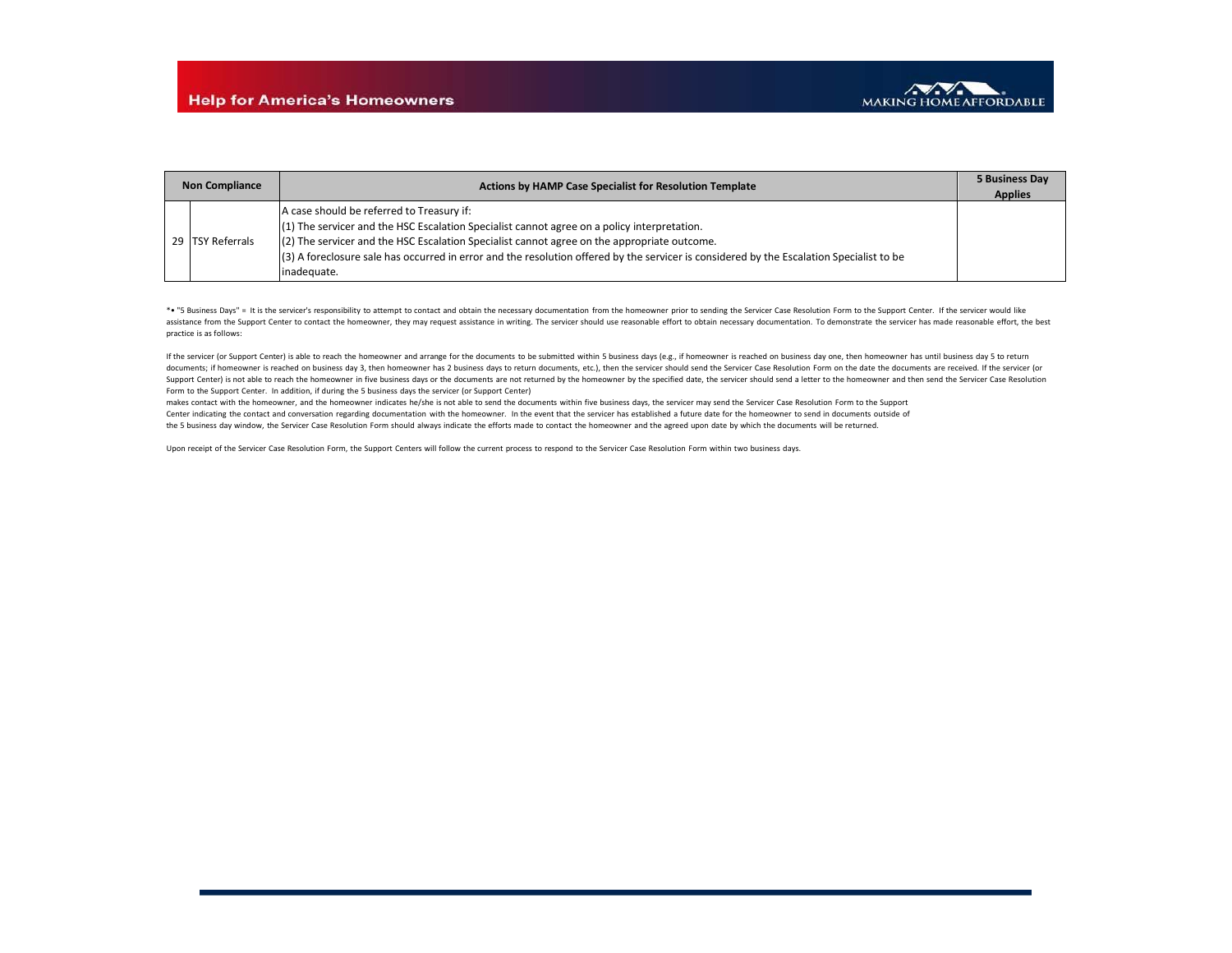| Non Compliance | | Actions by HAMP Case Specialist for Resolution Template | 5 Business Day Applies |
|---|---|---|---|
| 29 | TSY Referrals | A case should be referred to Treasury if:<br>(1) The servicer and the HSC Escalation Specialist cannot agree on a policy interpretation.<br>(2) The servicer and the HSC Escalation Specialist cannot agree on the appropriate outcome.<br>(3) A foreclosure sale has occurred in error and the resolution offered by the servicer is considered by the Escalation Specialist to be inadequate. | |

*• "5 Business Days" = It is the servicer's responsibility to attempt to contact and obtain the necessary documentation from the homeowner prior to sending the Servicer Case Resolution Form to the Support Center. If the servicer would like assistance from the Support Center to contact the homeowner, they may request assistance in writing. The servicer should use reasonable effort to obtain necessary documentation. To demonstrate the servicer has made reasonable effort, the best practice is as follows:

If the servicer (or Support Center) is able to reach the homeowner and arrange for the documents to be submitted within 5 business days (e.g., if homeowner is reached on business day one, then homeowner has until business day 5 to return documents; if homeowner is reached on business day 3, then homeowner has 2 business days to return documents, etc.), then the servicer should send the Servicer Case Resolution Form on the date the documents are received. If the servicer (or Support Center) is not able to reach the homeowner in five business days or the documents are not returned by the homeowner by the specified date, the servicer should send a letter to the homeowner and then send the Servicer Case Resolution Form to the Support Center. In addition, if during the 5 business days the servicer (or Support Center) makes contact with the homeowner, and the homeowner indicates he/she is not able to send the documents within five business days, the servicer may send the Servicer Case Resolution Form to the Support Center indicating the contact and conversation regarding documentation with the homeowner. In the event that the servicer has established a future date for the homeowner to send in documents outside of the 5 business day window, the Servicer Case Resolution Form should always indicate the efforts made to contact the homeowner and the agreed upon date by which the documents will be returned.

Upon receipt of the Servicer Case Resolution Form, the Support Centers will follow the current process to respond to the Servicer Case Resolution Form within two business days.